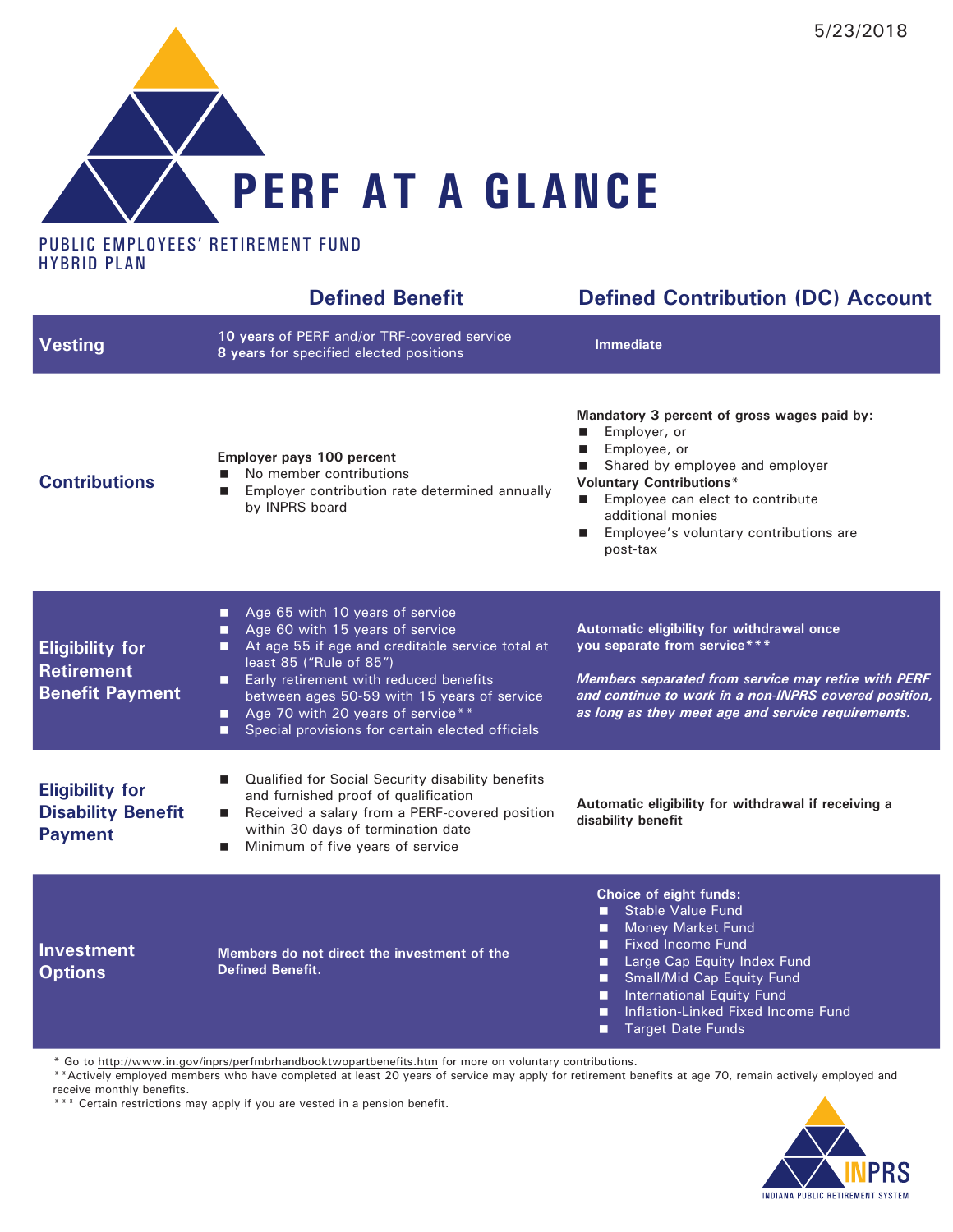5/23/2018

# PERF AT A GLANCE

PUBLIC EMPLOYEES' RETIREMENT FUND
HYBRID PLAN

| | Defined Benefit | Defined Contribution (DC) Account |
|---|---|---|
| **Vesting** | **10 years** of PERF and/or TRF-covered service<br>**8 years** for specified elected positions | **Immediate** |
| **Contributions** | **Employer pays 100 percent**<br>■ No member contributions<br>■ Employer contribution rate determined annually by INPRS board | **Mandatory 3 percent of gross wages paid by:**<br>■ Employer, or<br>■ Employee, or<br>■ Shared by employee and employer<br>**Voluntary Contributions***<br>■ Employee can elect to contribute additional monies<br>■ Employee's voluntary contributions are post-tax |
| **Eligibility for Retirement Benefit Payment** | ■ Age 65 with 10 years of service<br>■ Age 60 with 15 years of service<br>■ At age 55 if age and creditable service total at least 85 ("Rule of 85")<br>■ Early retirement with reduced benefits between ages 50-59 with 15 years of service<br>■ Age 70 with 20 years of service**<br>■ Special provisions for certain elected officials | **Automatic eligibility for withdrawal once you separate from service*****<br><br>***Members separated from service may retire with PERF and continue to work in a non-INPRS covered position, as long as they meet age and service requirements.*** |
| **Eligibility for Disability Benefit Payment** | ■ Qualified for Social Security disability benefits and furnished proof of qualification<br>■ Received a salary from a PERF-covered position within 30 days of termination date<br>■ Minimum of five years of service | **Automatic eligibility for withdrawal if receiving a disability benefit** |
| **Investment Options** | **Members do not direct the investment of the Defined Benefit.** | **Choice of eight funds:**<br>■ Stable Value Fund<br>■ Money Market Fund<br>■ Fixed Income Fund<br>■ Large Cap Equity Index Fund<br>■ Small/Mid Cap Equity Fund<br>■ International Equity Fund<br>■ Inflation-Linked Fixed Income Fund<br>■ Target Date Funds |

* Go to http://www.in.gov/inprs/perfmbrhandbooktwopartbenefits.htm for more on voluntary contributions.

**Actively employed members who have completed at least 20 years of service may apply for retirement benefits at age 70, remain actively employed and receive monthly benefits.

*** Certain restrictions may apply if you are vested in a pension benefit.

INPRS
INDIANA PUBLIC RETIREMENT SYSTEM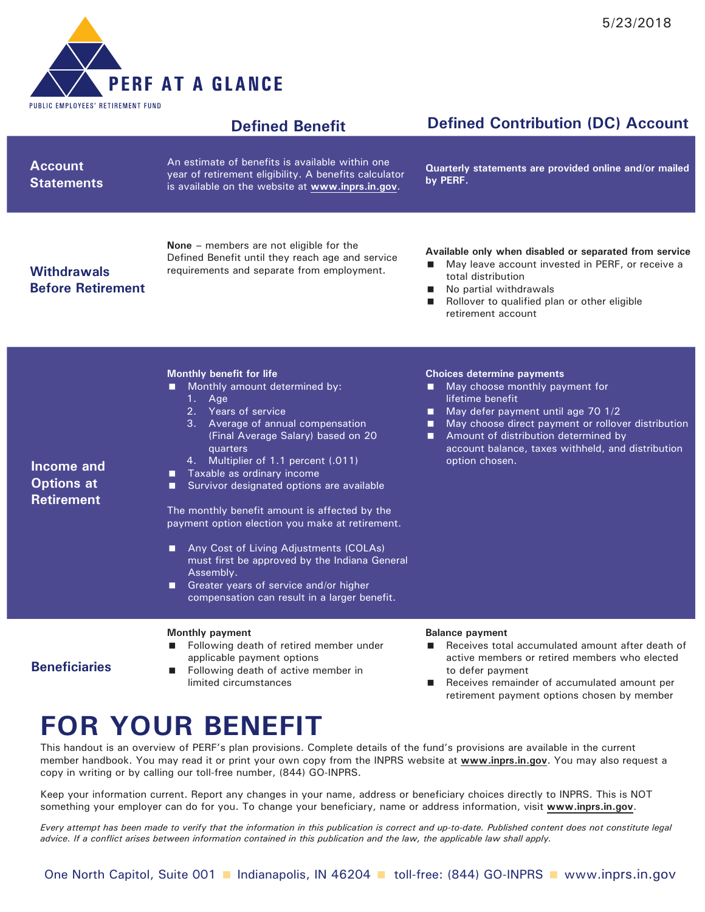5/23/2018

# PERF AT A GLANCE

PUBLIC EMPLOYEES' RETIREMENT FUND

| | Defined Benefit | Defined Contribution (DC) Account |
|---|---|---|
| **Account Statements** | An estimate of benefits is available within one year of retirement eligibility. A benefits calculator is available on the website at **www.inprs.in.gov**. | **Quarterly statements are provided online and/or mailed by PERF.** |
| **Withdrawals Before Retirement** | **None** – members are not eligible for the Defined Benefit until they reach age and service requirements and separate from employment. | **Available only when disabled or separated from service**<br>■ May leave account invested in PERF, or receive a total distribution<br>■ No partial withdrawals<br>■ Rollover to qualified plan or other eligible retirement account |
| **Income and Options at Retirement** | **Monthly benefit for life**<br>■ Monthly amount determined by:<br>1. Age<br>2. Years of service<br>3. Average of annual compensation (Final Average Salary) based on 20 quarters<br>4. Multiplier of 1.1 percent (.011)<br>■ Taxable as ordinary income<br>■ Survivor designated options are available<br><br>The monthly benefit amount is affected by the payment option election you make at retirement.<br><br>■ Any Cost of Living Adjustments (COLAs) must first be approved by the Indiana General Assembly.<br>■ Greater years of service and/or higher compensation can result in a larger benefit. | **Choices determine payments**<br>■ May choose monthly payment for lifetime benefit<br>■ May defer payment until age 70 1/2<br>■ May choose direct payment or rollover distribution<br>■ Amount of distribution determined by account balance, taxes withheld, and distribution option chosen. |
| **Beneficiaries** | **Monthly payment**<br>■ Following death of retired member under applicable payment options<br>■ Following death of active member in limited circumstances | **Balance payment**<br>■ Receives total accumulated amount after death of active members or retired members who elected to defer payment<br>■ Receives remainder of accumulated amount per retirement payment options chosen by member |

# FOR YOUR BENEFIT

This handout is an overview of PERF's plan provisions. Complete details of the fund's provisions are available in the current member handbook. You may read it or print your own copy from the INPRS website at **www.inprs.in.gov**. You may also request a copy in writing or by calling our toll-free number, (844) GO-INPRS.

Keep your information current. Report any changes in your name, address or beneficiary choices directly to INPRS. This is NOT something your employer can do for you. To change your beneficiary, name or address information, visit **www.inprs.in.gov**.

*Every attempt has been made to verify that the information in this publication is correct and up-to-date. Published content does not constitute legal advice. If a conflict arises between information contained in this publication and the law, the applicable law shall apply.*

One North Capitol, Suite 001 ■ Indianapolis, IN 46204 ■ toll-free: (844) GO-INPRS ■ www.inprs.in.gov